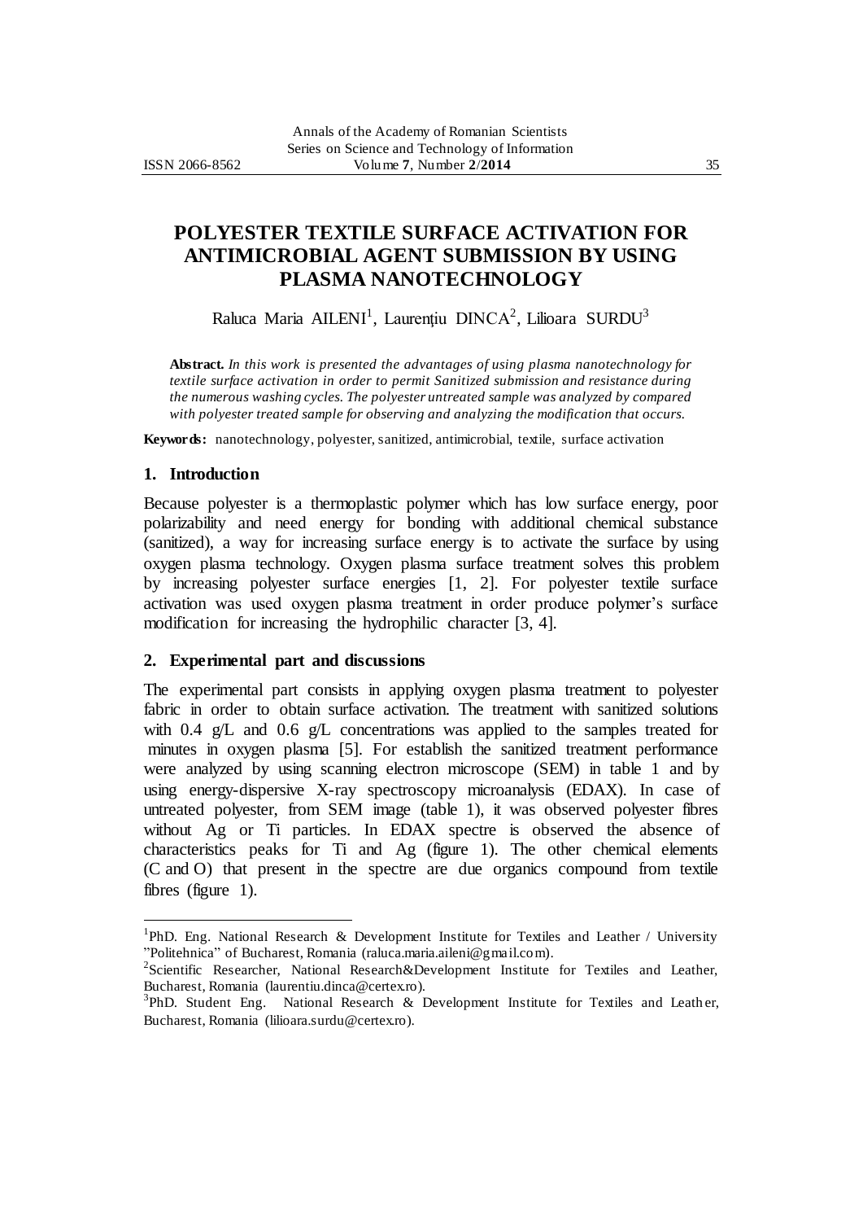# POLYESTER TEXTILE SURFACE ACTIVATION FOR ANTIMICROBIAL AGENT SUBMISSION BY USING PLASMA NANOTECHNOLOGY

Raluca Maria AILENI[1], Laurențiu DINCA[2], Lilioara SURDU[3]

**Abstract.** *In this work is presented the advantages of using plasma nanotechnology for textile surface activation in order to permit Sanitized submission and resistance during the numerous washing cycles. The polyester untreated sample was analyzed by compared with polyester treated sample for observing and analyzing the modification that occurs.*

**Keywords:** nanotechnology, polyester, sanitized, antimicrobial, textile, surface activation

## 1. Introduction

Because polyester is a thermoplastic polymer which has low surface energy, poor polarizability and need energy for bonding with additional chemical substance (sanitized), a way for increasing surface energy is to activate the surface by using oxygen plasma technology. Oxygen plasma surface treatment solves this problem by increasing polyester surface energies [1, 2]. For polyester textile surface activation was used oxygen plasma treatment in order produce polymer's surface modification for increasing the hydrophilic character [3, 4].

## 2. Experimental part and discussions

The experimental part consists in applying oxygen plasma treatment to polyester fabric in order to obtain surface activation. The treatment with sanitized solutions with 0.4 g/L and 0.6 g/L concentrations was applied to the samples treated for minutes in oxygen plasma [5]. For establish the sanitized treatment performance were analyzed by using scanning electron microscope (SEM) in table 1 and by using energy-dispersive X-ray spectroscopy microanalysis (EDAX). In case of untreated polyester, from SEM image (table 1), it was observed polyester fibres without Ag or Ti particles. In EDAX spectre is observed the absence of characteristics peaks for Ti and Ag (figure 1). The other chemical elements (C and O) that present in the spectre are due organics compound from textile fibres (figure 1).

---

[1]PhD. Eng. National Research & Development Institute for Textiles and Leather / University "Politehnica" of Bucharest, Romania (raluca.maria.aileni@gmail.com).

[2]Scientific Researcher, National Research&Development Institute for Textiles and Leather, Bucharest, Romania (laurentiu.dinca@certex.ro).

[3]PhD. Student Eng. National Research & Development Institute for Textiles and Leather, Bucharest, Romania (lilioara.surdu@certex.ro).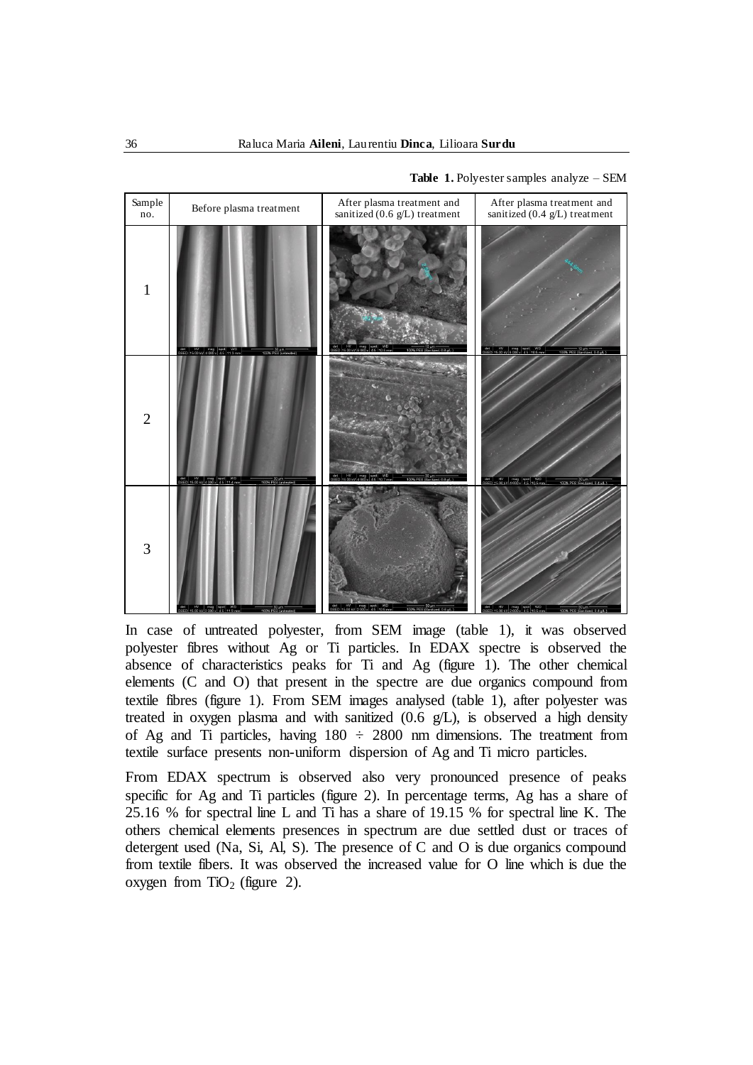**Table 1.** Polyester samples analyze – SEM

| Sample no. | Before plasma treatment | After plasma treatment and sanitized (0.6 g/L) treatment | After plasma treatment and sanitized (0.4 g/L) treatment |
|---|---|---|---|
| 1 | | | |
| 2 | | | |
| 3 | | | |

In case of untreated polyester, from SEM image (table 1), it was observed polyester fibres without Ag or Ti particles. In EDAX spectre is observed the absence of characteristics peaks for Ti and Ag (figure 1). The other chemical elements (C and O) that present in the spectre are due organics compound from textile fibres (figure 1). From SEM images analysed (table 1), after polyester was treated in oxygen plasma and with sanitized (0.6 g/L), is observed a high density of Ag and Ti particles, having 180 ÷ 2800 nm dimensions. The treatment from textile surface presents non-uniform dispersion of Ag and Ti micro particles.

From EDAX spectrum is observed also very pronounced presence of peaks specific for Ag and Ti particles (figure 2). In percentage terms, Ag has a share of 25.16 % for spectral line L and Ti has a share of 19.15 % for spectral line K. The others chemical elements presences in spectrum are due settled dust or traces of detergent used (Na, Si, Al, S). The presence of C and O is due organics compound from textile fibers. It was observed the increased value for O line which is due the oxygen from $TiO_2$ (figure 2).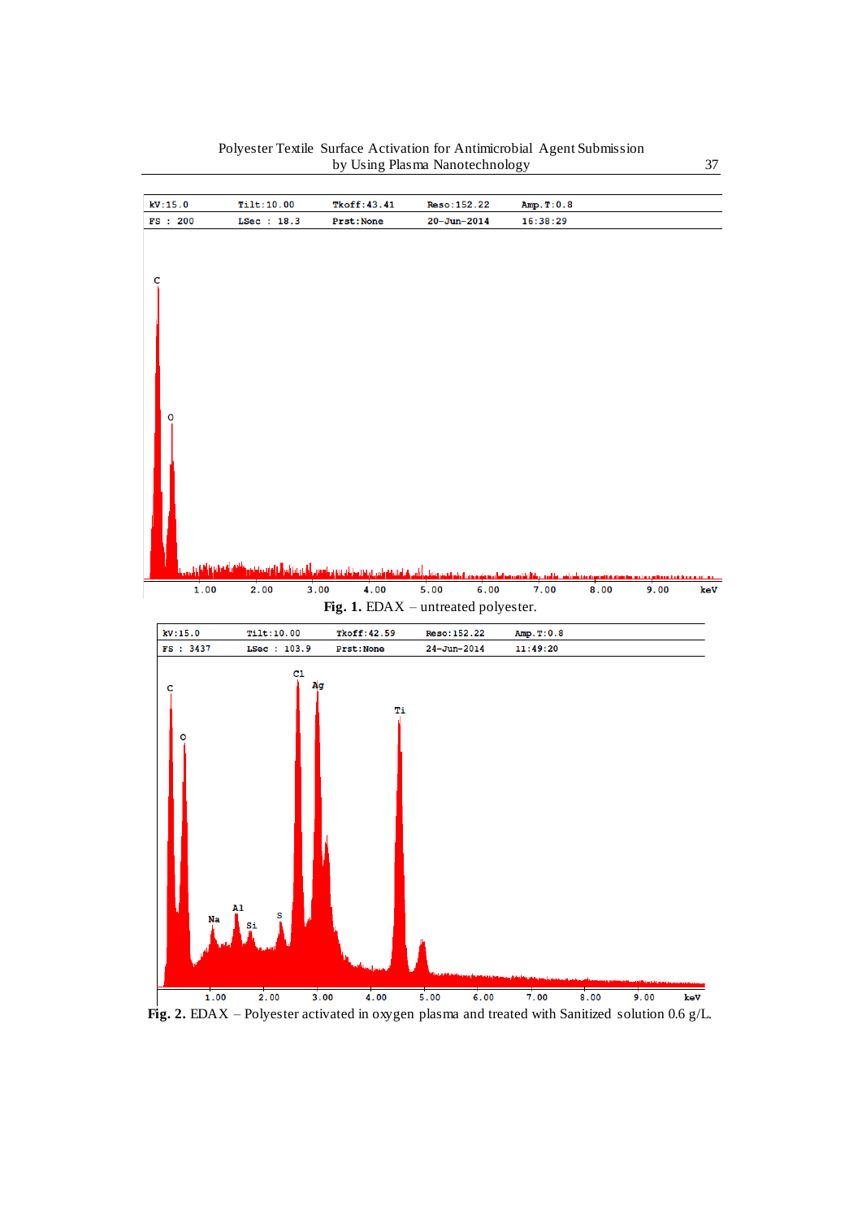Fig. 1. EDAX – untreated polyester.

Fig. 2. EDAX – Polyester activated in oxygen plasma and treated with Sanitized solution 0.6 g/L.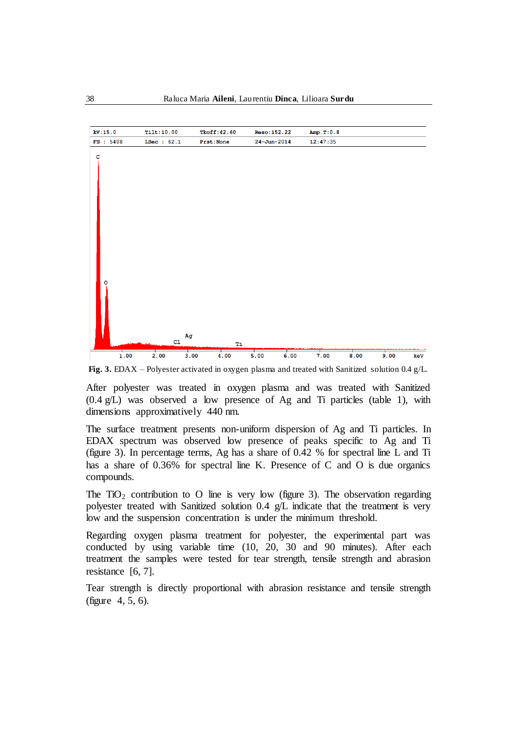**Fig. 3.** EDAX – Polyester activated in oxygen plasma and treated with Sanitized solution 0.4 g/L.

After polyester was treated in oxygen plasma and was treated with Sanitized (0.4 g/L) was observed a low presence of Ag and Ti particles (table 1), with dimensions approximatively 440 nm.

The surface treatment presents non-uniform dispersion of Ag and Ti particles. In EDAX spectrum was observed low presence of peaks specific to Ag and Ti (figure 3). In percentage terms, Ag has a share of 0.42 % for spectral line L and Ti has a share of 0.36% for spectral line K. Presence of C and O is due organics compounds.

The $TiO_2$ contribution to O line is very low (figure 3). The observation regarding polyester treated with Sanitized solution 0.4 g/L indicate that the treatment is very low and the suspension concentration is under the minimum threshold.

Regarding oxygen plasma treatment for polyester, the experimental part was conducted by using variable time (10, 20, 30 and 90 minutes). After each treatment the samples were tested for tear strength, tensile strength and abrasion resistance [6, 7].

Tear strength is directly proportional with abrasion resistance and tensile strength (figure 4, 5, 6).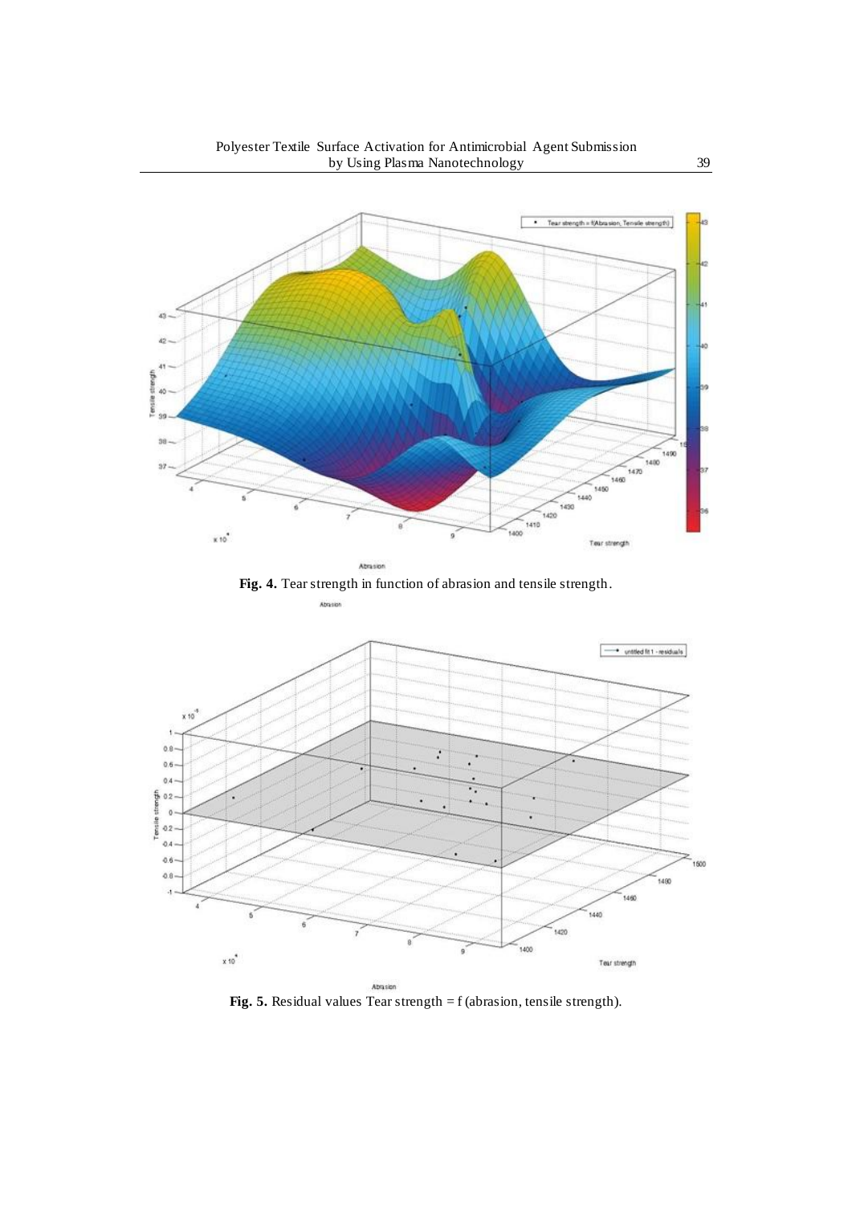**Fig. 4.** Tear strength in function of abrasion and tensile strength.

**Fig. 5.** Residual values Tear strength = f (abrasion, tensile strength).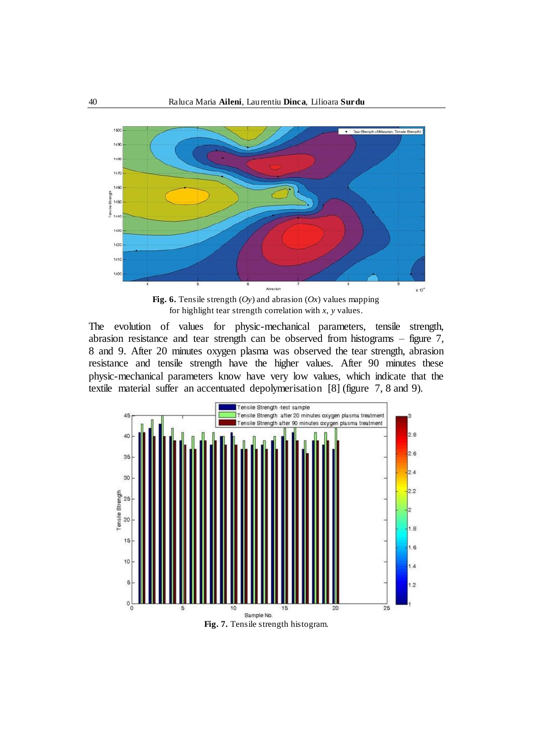**Fig. 6.** Tensile strength (*Oy*) and abrasion (*Ox*) values mapping for highlight tear strength correlation with *x*, *y* values.

The evolution of values for physic-mechanical parameters, tensile strength, abrasion resistance and tear strength can be observed from histograms – figure 7, 8 and 9. After 20 minutes oxygen plasma was observed the tear strength, abrasion resistance and tensile strength have the higher values. After 90 minutes these physic-mechanical parameters know have very low values, which indicate that the textile material suffer an accentuated depolymerisation [8] (figure 7, 8 and 9).

**Fig. 7.** Tensile strength histogram.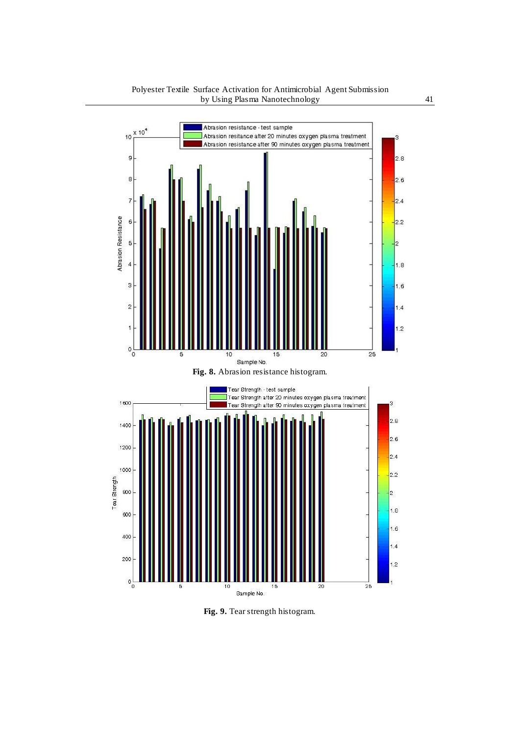Fig. 8. Abrasion resistance histogram.

Fig. 9. Tear strength histogram.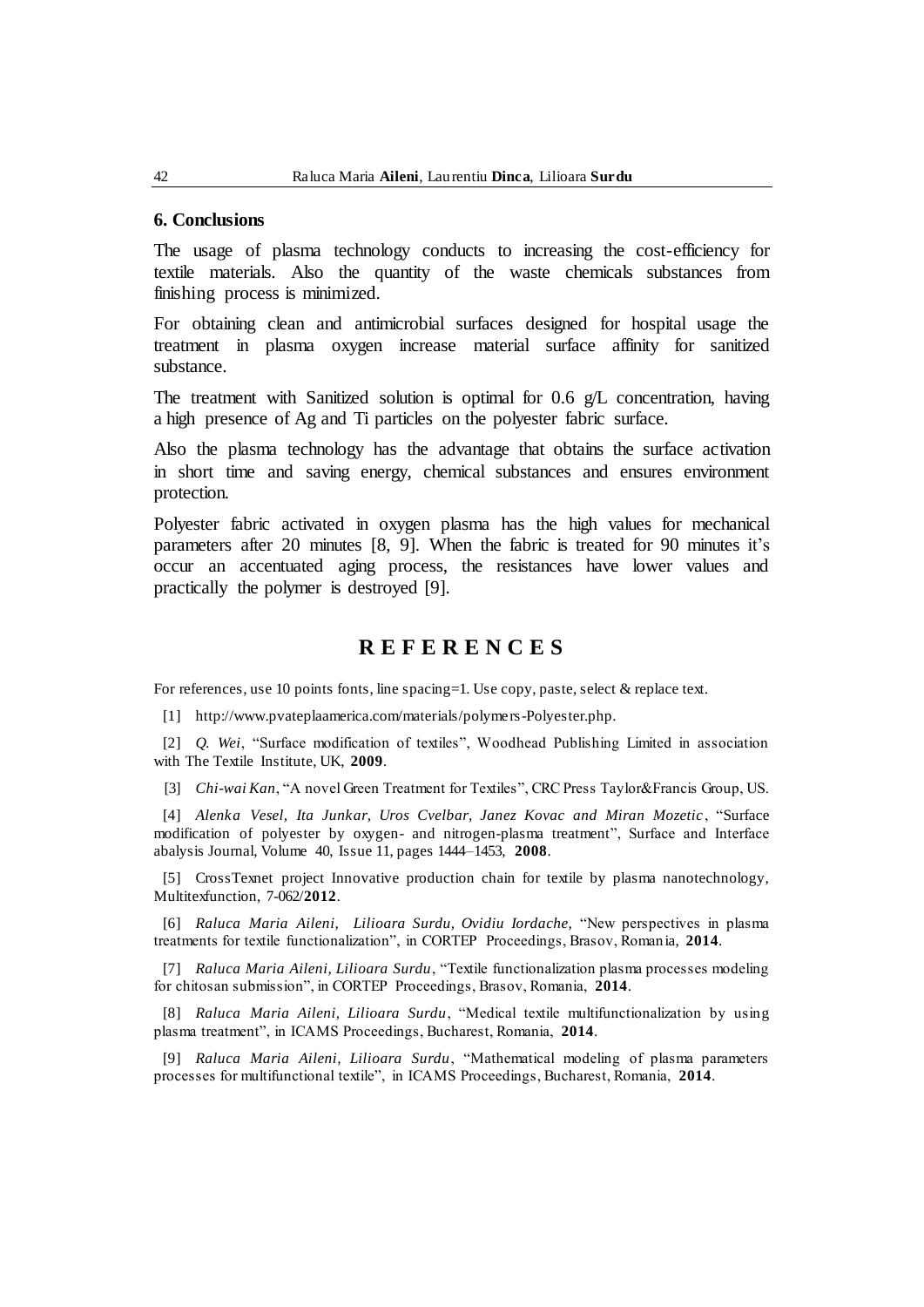## 6. Conclusions

The usage of plasma technology conducts to increasing the cost-efficiency for textile materials. Also the quantity of the waste chemicals substances from finishing process is minimized.

For obtaining clean and antimicrobial surfaces designed for hospital usage the treatment in plasma oxygen increase material surface affinity for sanitized substance.

The treatment with Sanitized solution is optimal for 0.6 g/L concentration, having a high presence of Ag and Ti particles on the polyester fabric surface.

Also the plasma technology has the advantage that obtains the surface activation in short time and saving energy, chemical substances and ensures environment protection.

Polyester fabric activated in oxygen plasma has the high values for mechanical parameters after 20 minutes [8, 9]. When the fabric is treated for 90 minutes it's occur an accentuated aging process, the resistances have lower values and practically the polymer is destroyed [9].

## R E F E R E N C E S

For references, use 10 points fonts, line spacing=1. Use copy, paste, select & replace text.

[1] http://www.pvateplaamerica.com/materials/polymers-Polyester.php.

[2] *Q. Wei*, "Surface modification of textiles", Woodhead Publishing Limited in association with The Textile Institute, UK, **2009**.

[3] *Chi-wai Kan*, "A novel Green Treatment for Textiles", CRC Press Taylor&Francis Group, US.

[4] *Alenka Vesel, Ita Junkar, Uros Cvelbar, Janez Kovac and Miran Mozetic*, "Surface modification of polyester by oxygen- and nitrogen-plasma treatment", Surface and Interface abalysis Journal, Volume 40, Issue 11, pages 1444–1453, **2008**.

[5] CrossTexnet project Innovative production chain for textile by plasma nanotechnology, Multitexfunction, 7-062/**2012**.

[6] *Raluca Maria Aileni, Lilioara Surdu, Ovidiu Iordache*, "New perspectives in plasma treatments for textile functionalization", in CORTEP Proceedings, Brasov, Romania, **2014**.

[7] *Raluca Maria Aileni, Lilioara Surdu*, "Textile functionalization plasma processes modeling for chitosan submission", in CORTEP Proceedings, Brasov, Romania, **2014**.

[8] *Raluca Maria Aileni, Lilioara Surdu*, "Medical textile multifunctionalization by using plasma treatment", in ICAMS Proceedings, Bucharest, Romania, **2014**.

[9] *Raluca Maria Aileni, Lilioara Surdu*, "Mathematical modeling of plasma parameters processes for multifunctional textile", in ICAMS Proceedings, Bucharest, Romania, **2014**.